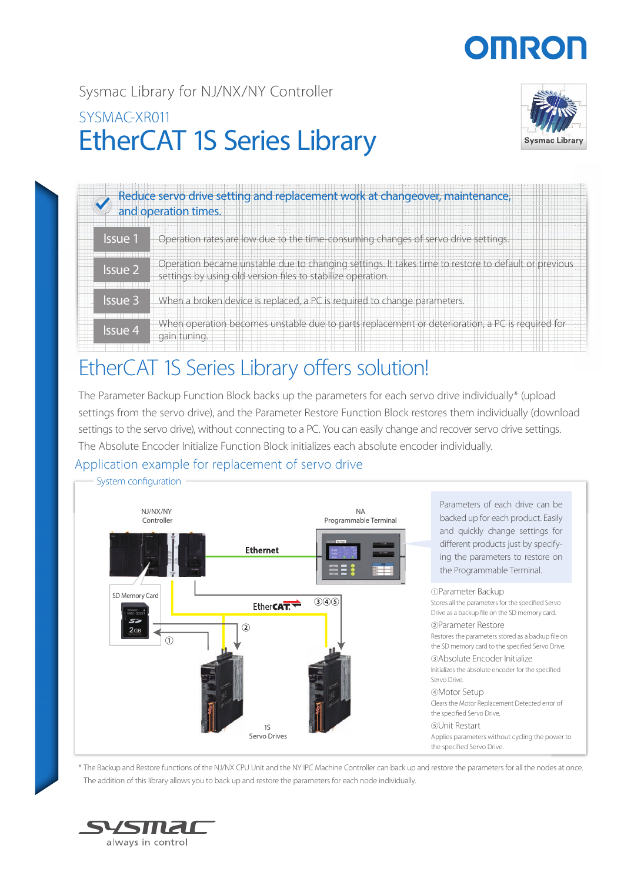Sysmac Library for NJ/NX/NY Controller

SYSMAC-XR011

# EtherCAT 1S Series Library

Reduce servo drive setting and replacement work at changeover, maintenance, and operation times.

| | |
|---|---|
| Issue 1 | Operation rates are low due to the time-consuming changes of servo drive settings. |
| Issue 2 | Operation became unstable due to changing settings. It takes time to restore to default or previous settings by using old version files to stabilize operation. |
| Issue 3 | When a broken device is replaced, a PC is required to change parameters. |
| Issue 4 | When operation becomes unstable due to parts replacement or deterioration, a PC is required for gain tuning. |

## EtherCAT 1S Series Library offers solution!

The Parameter Backup Function Block backs up the parameters for each servo drive individually* (upload settings from the servo drive), and the Parameter Restore Function Block restores them individually (download settings to the servo drive), without connecting to a PC. You can easily change and recover servo drive settings. The Absolute Encoder Initialize Function Block initializes each absolute encoder individually.

### Application example for replacement of servo drive

System configuration

NJ/NX/NY Controller

NA Programmable Terminal

Ethernet

SD Memory Card

EtherCAT ③④⑤

②

①

1S Servo Drives

Parameters of each drive can be backed up for each product. Easily and quickly change settings for different products just by specifying the parameters to restore on the Programmable Terminal.

①Parameter Backup
Stores all the parameters for the specified Servo Drive as a backup file on the SD memory card.

②Parameter Restore
Restores the parameters stored as a backup file on the SD memory card to the specified Servo Drive.

③Absolute Encoder Initialize
Initializes the absolute encoder for the specified Servo Drive.

④Motor Setup
Clears the Motor Replacement Detected error of the specified Servo Drive.

⑤Unit Restart
Applies parameters without cycling the power to the specified Servo Drive.

* The Backup and Restore functions of the NJ/NX CPU Unit and the NY IPC Machine Controller can back up and restore the parameters for all the nodes at once. The addition of this library allows you to back up and restore the parameters for each node individually.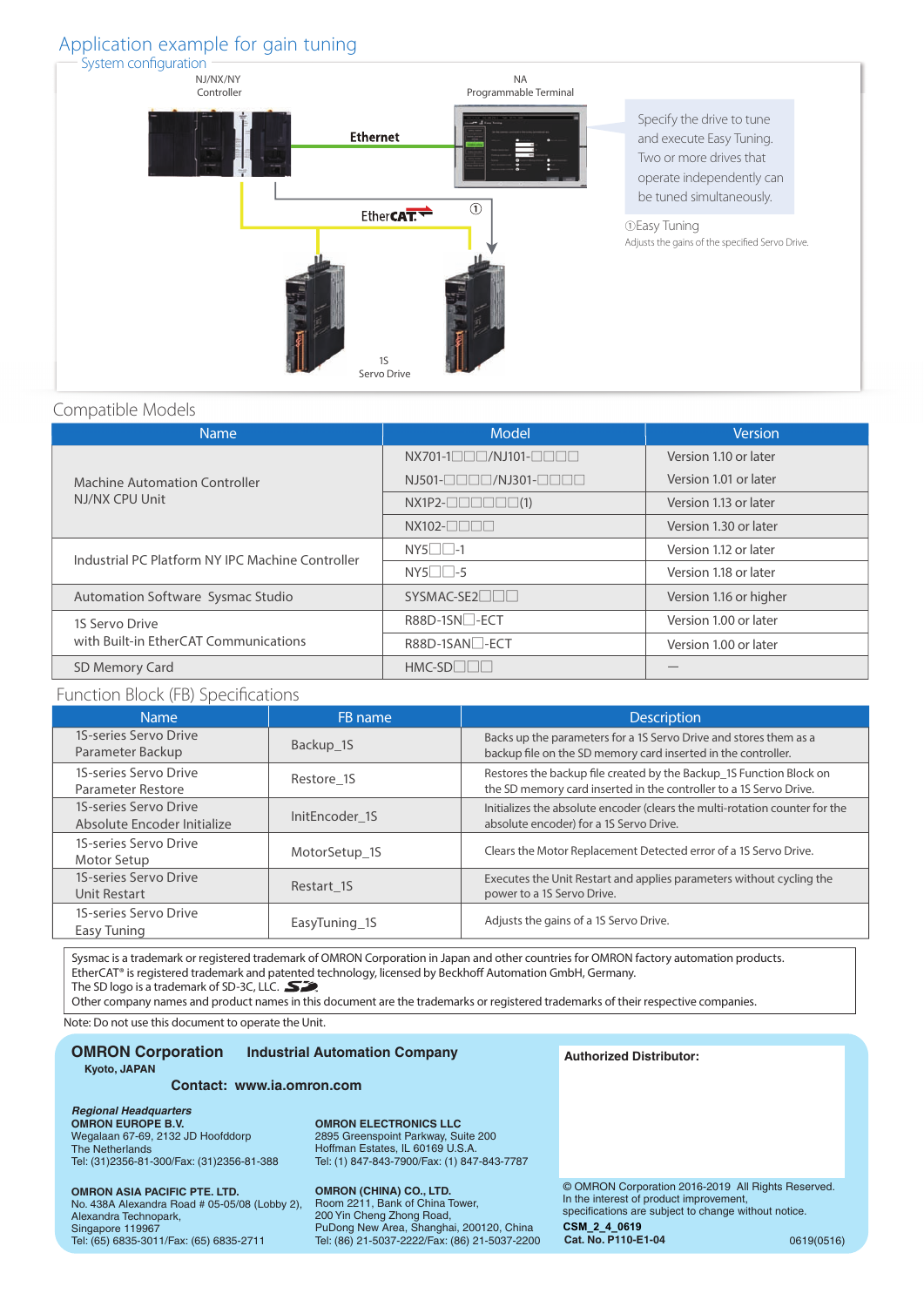## Application example for gain tuning

### System configuration

NJ/NX/NY
Controller

NA
Programmable Terminal

Ethernet

EtherCAT

①

1S
Servo Drive

Specify the drive to tune and execute Easy Tuning. Two or more drives that operate independently can be tuned simultaneously.

①Easy Tuning
Adjusts the gains of the specified Servo Drive.

## Compatible Models

| Name | Model | Version |
|---|---|---|
| Machine Automation Controller NJ/NX CPU Unit | NX701-1□□□/NJ101-□□□□ | Version 1.10 or later |
| | NJ501-□□□□/NJ301-□□□□ | Version 1.01 or later |
| | NX1P2-□□□□□□(1) | Version 1.13 or later |
| | NX102-□□□□ | Version 1.30 or later |
| Industrial PC Platform NY IPC Machine Controller | NY5□□-1 | Version 1.12 or later |
| | NY5□□-5 | Version 1.18 or later |
| Automation Software Sysmac Studio | SYSMAC-SE2□□□ | Version 1.16 or higher |
| 1S Servo Drive with Built-in EtherCAT Communications | R88D-1SN□-ECT | Version 1.00 or later |
| | R88D-1SAN□-ECT | Version 1.00 or later |
| SD Memory Card | HMC-SD□□□ | — |

## Function Block (FB) Specifications

| Name | FB name | Description |
|---|---|---|
| 1S-series Servo Drive Parameter Backup | Backup_1S | Backs up the parameters for a 1S Servo Drive and stores them as a backup file on the SD memory card inserted in the controller. |
| 1S-series Servo Drive Parameter Restore | Restore_1S | Restores the backup file created by the Backup_1S Function Block on the SD memory card inserted in the controller to a 1S Servo Drive. |
| 1S-series Servo Drive Absolute Encoder Initialize | InitEncoder_1S | Initializes the absolute encoder (clears the multi-rotation counter for the absolute encoder) for a 1S Servo Drive. |
| 1S-series Servo Drive Motor Setup | MotorSetup_1S | Clears the Motor Replacement Detected error of a 1S Servo Drive. |
| 1S-series Servo Drive Unit Restart | Restart_1S | Executes the Unit Restart and applies parameters without cycling the power to a 1S Servo Drive. |
| 1S-series Servo Drive Easy Tuning | EasyTuning_1S | Adjusts the gains of a 1S Servo Drive. |

Sysmac is a trademark or registered trademark of OMRON Corporation in Japan and other countries for OMRON factory automation products.
EtherCAT® is registered trademark and patented technology, licensed by Beckhoff Automation GmbH, Germany.
The SD logo is a trademark of SD-3C, LLC.
Other company names and product names in this document are the trademarks or registered trademarks of their respective companies.

Note: Do not use this document to operate the Unit.

**OMRON Corporation Industrial Automation Company**
**Kyoto, JAPAN**

**Contact: www.ia.omron.com**

***Regional Headquarters***

**OMRON EUROPE B.V.**
Wegalaan 67-69, 2132 JD Hoofddorp
The Netherlands
Tel: (31)2356-81-300/Fax: (31)2356-81-388

**OMRON ELECTRONICS LLC**
2895 Greenspoint Parkway, Suite 200
Hoffman Estates, IL 60169 U.S.A.
Tel: (1) 847-843-7900/Fax: (1) 847-843-7787

**OMRON ASIA PACIFIC PTE. LTD.**
No. 438A Alexandra Road # 05-05/08 (Lobby 2),
Alexandra Technopark,
Singapore 119967
Tel: (65) 6835-3011/Fax: (65) 6835-2711

**OMRON (CHINA) CO., LTD.**
Room 2211, Bank of China Tower,
200 Yin Cheng Zhong Road,
PuDong New Area, Shanghai, 200120, China
Tel: (86) 21-5037-2222/Fax: (86) 21-5037-2200

**Authorized Distributor:**

© OMRON Corporation 2016-2019 All Rights Reserved.
In the interest of product improvement,
specifications are subject to change without notice.

**CSM_2_4_0619**
**Cat. No. P110-E1-04** 0619(0516)